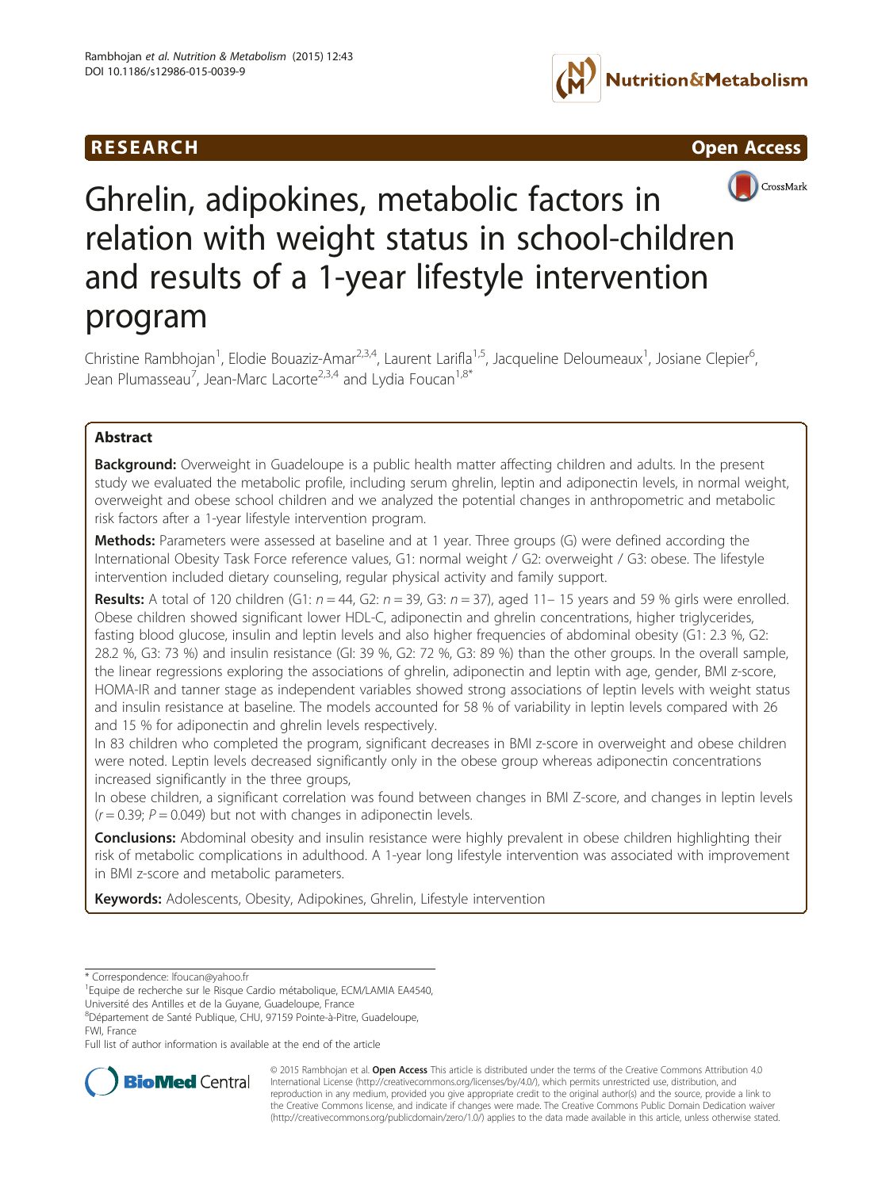RESEARCH Open Access

# Ghrelin, adipokines, metabolic factors in relation with weight status in school-children and results of a 1-year lifestyle intervention program

Christine Rambhojan[1], Elodie Bouaziz-Amar[2,3,4], Laurent Larifla[1,5], Jacqueline Deloumeaux[1], Josiane Clepier[6], Jean Plumasseau[7], Jean-Marc Lacorte[2,3,4] and Lydia Foucan[1,8*]

## Abstract

**Background:** Overweight in Guadeloupe is a public health matter affecting children and adults. In the present study we evaluated the metabolic profile, including serum ghrelin, leptin and adiponectin levels, in normal weight, overweight and obese school children and we analyzed the potential changes in anthropometric and metabolic risk factors after a 1-year lifestyle intervention program.

**Methods:** Parameters were assessed at baseline and at 1 year. Three groups (G) were defined according the International Obesity Task Force reference values, G1: normal weight / G2: overweight / G3: obese. The lifestyle intervention included dietary counseling, regular physical activity and family support.

**Results:** A total of 120 children (G1: $n = 44$, G2: $n = 39$, G3: $n = 37$), aged 11– 15 years and 59 % girls were enrolled. Obese children showed significant lower HDL-C, adiponectin and ghrelin concentrations, higher triglycerides, fasting blood glucose, insulin and leptin levels and also higher frequencies of abdominal obesity (G1: 2.3 %, G2: 28.2 %, G3: 73 %) and insulin resistance (Gl: 39 %, G2: 72 %, G3: 89 %) than the other groups. In the overall sample, the linear regressions exploring the associations of ghrelin, adiponectin and leptin with age, gender, BMI z-score, HOMA-IR and tanner stage as independent variables showed strong associations of leptin levels with weight status and insulin resistance at baseline. The models accounted for 58 % of variability in leptin levels compared with 26 and 15 % for adiponectin and ghrelin levels respectively.

In 83 children who completed the program, significant decreases in BMI z-score in overweight and obese children were noted. Leptin levels decreased significantly only in the obese group whereas adiponectin concentrations increased significantly in the three groups,

In obese children, a significant correlation was found between changes in BMI Z-score, and changes in leptin levels ($r = 0.39$; $P = 0.049$) but not with changes in adiponectin levels.

**Conclusions:** Abdominal obesity and insulin resistance were highly prevalent in obese children highlighting their risk of metabolic complications in adulthood. A 1-year long lifestyle intervention was associated with improvement in BMI z-score and metabolic parameters.

**Keywords:** Adolescents, Obesity, Adipokines, Ghrelin, Lifestyle intervention

---

\* Correspondence: lfoucan@yahoo.fr

[1]Equipe de recherche sur le Risque Cardio métabolique, ECM/LAMIA EA4540, Université des Antilles et de la Guyane, Guadeloupe, France

[8]Département de Santé Publique, CHU, 97159 Pointe-à-Pitre, Guadeloupe, FWI, France

Full list of author information is available at the end of the article

© 2015 Rambhojan et al. **Open Access** This article is distributed under the terms of the Creative Commons Attribution 4.0 International License (http://creativecommons.org/licenses/by/4.0/), which permits unrestricted use, distribution, and reproduction in any medium, provided you give appropriate credit to the original author(s) and the source, provide a link to the Creative Commons license, and indicate if changes were made. The Creative Commons Public Domain Dedication waiver (http://creativecommons.org/publicdomain/zero/1.0/) applies to the data made available in this article, unless otherwise stated.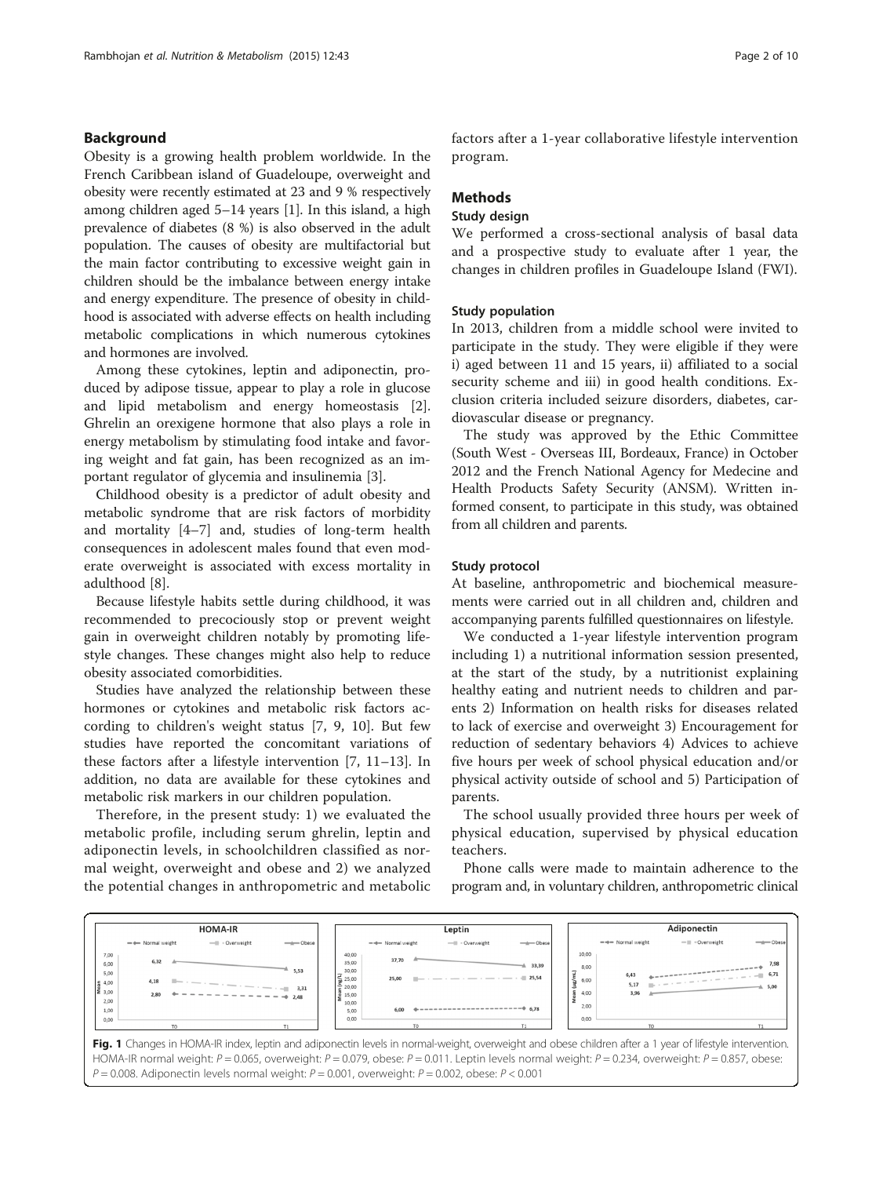## Background

Obesity is a growing health problem worldwide. In the French Caribbean island of Guadeloupe, overweight and obesity were recently estimated at 23 and 9 % respectively among children aged 5–14 years [1]. In this island, a high prevalence of diabetes (8 %) is also observed in the adult population. The causes of obesity are multifactorial but the main factor contributing to excessive weight gain in children should be the imbalance between energy intake and energy expenditure. The presence of obesity in childhood is associated with adverse effects on health including metabolic complications in which numerous cytokines and hormones are involved.

Among these cytokines, leptin and adiponectin, produced by adipose tissue, appear to play a role in glucose and lipid metabolism and energy homeostasis [2]. Ghrelin an orexigene hormone that also plays a role in energy metabolism by stimulating food intake and favoring weight and fat gain, has been recognized as an important regulator of glycemia and insulinemia [3].

Childhood obesity is a predictor of adult obesity and metabolic syndrome that are risk factors of morbidity and mortality [4–7] and, studies of long-term health consequences in adolescent males found that even moderate overweight is associated with excess mortality in adulthood [8].

Because lifestyle habits settle during childhood, it was recommended to precociously stop or prevent weight gain in overweight children notably by promoting lifestyle changes. These changes might also help to reduce obesity associated comorbidities.

Studies have analyzed the relationship between these hormones or cytokines and metabolic risk factors according to children's weight status [7, 9, 10]. But few studies have reported the concomitant variations of these factors after a lifestyle intervention [7, 11–13]. In addition, no data are available for these cytokines and metabolic risk markers in our children population.

Therefore, in the present study: 1) we evaluated the metabolic profile, including serum ghrelin, leptin and adiponectin levels, in schoolchildren classified as normal weight, overweight and obese and 2) we analyzed the potential changes in anthropometric and metabolic factors after a 1-year collaborative lifestyle intervention program.

## Methods

### Study design

We performed a cross-sectional analysis of basal data and a prospective study to evaluate after 1 year, the changes in children profiles in Guadeloupe Island (FWI).

### Study population

In 2013, children from a middle school were invited to participate in the study. They were eligible if they were i) aged between 11 and 15 years, ii) affiliated to a social security scheme and iii) in good health conditions. Exclusion criteria included seizure disorders, diabetes, cardiovascular disease or pregnancy.

The study was approved by the Ethic Committee (South West - Overseas III, Bordeaux, France) in October 2012 and the French National Agency for Medecine and Health Products Safety Security (ANSM). Written informed consent, to participate in this study, was obtained from all children and parents.

### Study protocol

At baseline, anthropometric and biochemical measurements were carried out in all children and, children and accompanying parents fulfilled questionnaires on lifestyle.

We conducted a 1-year lifestyle intervention program including 1) a nutritional information session presented, at the start of the study, by a nutritionist explaining healthy eating and nutrient needs to children and parents 2) Information on health risks for diseases related to lack of exercise and overweight 3) Encouragement for reduction of sedentary behaviors 4) Advices to achieve five hours per week of school physical education and/or physical activity outside of school and 5) Participation of parents.

The school usually provided three hours per week of physical education, supervised by physical education teachers.

Phone calls were made to maintain adherence to the program and, in voluntary children, anthropometric clinical

**Fig. 1** Changes in HOMA-IR index, leptin and adiponectin levels in normal-weight, overweight and obese children after a 1 year of lifestyle intervention. HOMA-IR normal weight: $P = 0.065$, overweight: $P = 0.079$, obese: $P = 0.011$. Leptin levels normal weight: $P = 0.234$, overweight: $P = 0.857$, obese: $P = 0.008$. Adiponectin levels normal weight: $P = 0.001$, overweight: $P = 0.002$, obese: $P < 0.001$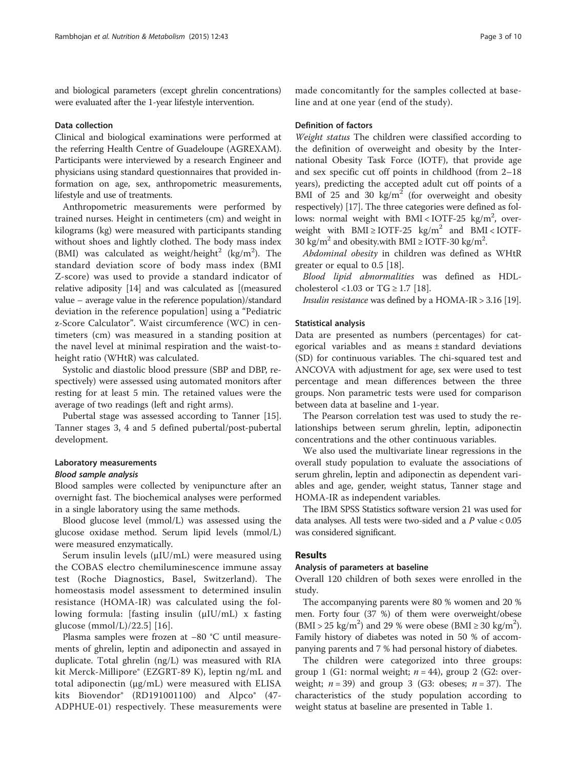and biological parameters (except ghrelin concentrations) were evaluated after the 1-year lifestyle intervention.

### Data collection

Clinical and biological examinations were performed at the referring Health Centre of Guadeloupe (AGREXAM). Participants were interviewed by a research Engineer and physicians using standard questionnaires that provided information on age, sex, anthropometric measurements, lifestyle and use of treatments.

Anthropometric measurements were performed by trained nurses. Height in centimeters (cm) and weight in kilograms (kg) were measured with participants standing without shoes and lightly clothed. The body mass index (BMI) was calculated as weight/height$^2$ (kg/m$^2$). The standard deviation score of body mass index (BMI Z-score) was used to provide a standard indicator of relative adiposity [14] and was calculated as [(measured value – average value in the reference population)/standard deviation in the reference population] using a "Pediatric z-Score Calculator". Waist circumference (WC) in centimeters (cm) was measured in a standing position at the navel level at minimal respiration and the waist-to-height ratio (WHtR) was calculated.

Systolic and diastolic blood pressure (SBP and DBP, respectively) were assessed using automated monitors after resting for at least 5 min. The retained values were the average of two readings (left and right arms).

Pubertal stage was assessed according to Tanner [15]. Tanner stages 3, 4 and 5 defined pubertal/post-pubertal development.

### Laboratory measurements

#### *Blood sample analysis*

Blood samples were collected by venipuncture after an overnight fast. The biochemical analyses were performed in a single laboratory using the same methods.

Blood glucose level (mmol/L) was assessed using the glucose oxidase method. Serum lipid levels (mmol/L) were measured enzymatically.

Serum insulin levels (μIU/mL) were measured using the COBAS electro chemiluminescence immune assay test (Roche Diagnostics, Basel, Switzerland). The homeostasis model assessment to determined insulin resistance (HOMA-IR) was calculated using the following formula: [fasting insulin (μIU/mL) x fasting glucose (mmol/L)/22.5] [16].

Plasma samples were frozen at −80 °C until measurements of ghrelin, leptin and adiponectin and assayed in duplicate. Total ghrelin (ng/L) was measured with RIA kit Merck-Millipore® (EZGRT-89 K), leptin ng/mL and total adiponectin (μg/mL) were measured with ELISA kits Biovendor® (RD191001100) and Alpco® (47-ADPHUE-01) respectively. These measurements were made concomitantly for the samples collected at baseline and at one year (end of the study).

### Definition of factors

*Weight status* The children were classified according to the definition of overweight and obesity by the International Obesity Task Force (IOTF), that provide age and sex specific cut off points in childhood (from 2–18 years), predicting the accepted adult cut off points of a BMI of 25 and 30 kg/m$^2$ (for overweight and obesity respectively) [17]. The three categories were defined as follows: normal weight with BMI < IOTF-25 kg/m$^2$, overweight with BMI ≥ IOTF-25 kg/m$^2$ and BMI < IOTF-30 kg/m$^2$ and obesity.with BMI ≥ IOTF-30 kg/m$^2$.

*Abdominal obesity* in children was defined as WHtR greater or equal to 0.5 [18].

*Blood lipid abnormalities* was defined as HDL-cholesterol <1.03 or TG ≥ 1.7 [18].

*Insulin resistance* was defined by a HOMA-IR > 3.16 [19].

### Statistical analysis

Data are presented as numbers (percentages) for categorical variables and as means ± standard deviations (SD) for continuous variables. The chi-squared test and ANCOVA with adjustment for age, sex were used to test percentage and mean differences between the three groups. Non parametric tests were used for comparison between data at baseline and 1-year.

The Pearson correlation test was used to study the relationships between serum ghrelin, leptin, adiponectin concentrations and the other continuous variables.

We also used the multivariate linear regressions in the overall study population to evaluate the associations of serum ghrelin, leptin and adiponectin as dependent variables and age, gender, weight status, Tanner stage and HOMA-IR as independent variables.

The IBM SPSS Statistics software version 21 was used for data analyses. All tests were two-sided and a $P$ value < 0.05 was considered significant.

## Results

### Analysis of parameters at baseline

Overall 120 children of both sexes were enrolled in the study.

The accompanying parents were 80 % women and 20 % men. Forty four (37 %) of them were overweight/obese (BMI > 25 kg/m$^2$) and 29 % were obese (BMI ≥ 30 kg/m$^2$). Family history of diabetes was noted in 50 % of accompanying parents and 7 % had personal history of diabetes.

The children were categorized into three groups: group 1 (G1: normal weight; $n = 44$), group 2 (G2: overweight; $n = 39$) and group 3 (G3: obeses; $n = 37$). The characteristics of the study population according to weight status at baseline are presented in Table 1.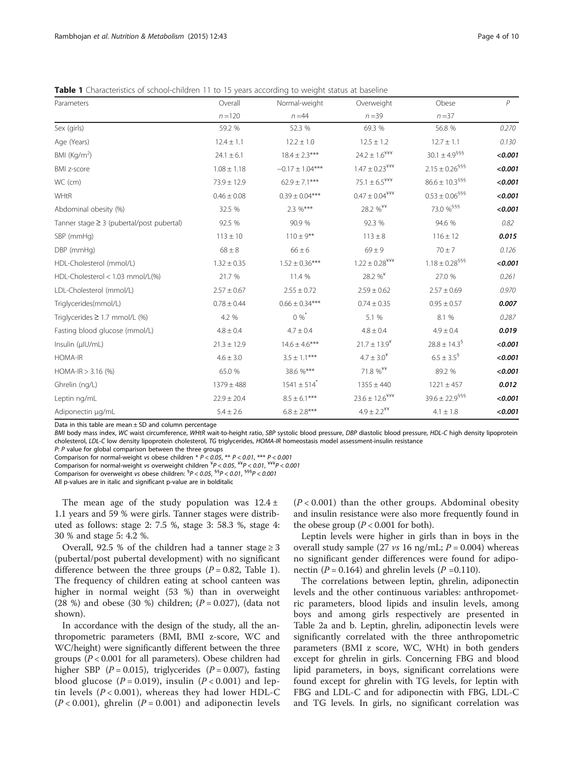**Table 1** Characteristics of school-children 11 to 15 years according to weight status at baseline

| Parameters | Overall | Normal-weight | Overweight | Obese | *P* |
|---|---|---|---|---|---|
| | *n* = 120 | *n* = 44 | *n* = 39 | *n* = 37 | |
| Sex (girls) | 59.2 % | 52.3 % | 69.3 % | 56.8 % | *0.270* |
| Age (Years) | 12.4 ± 1.1 | 12.2 ± 1.0 | 12.5 ± 1.2 | 12.7 ± 1.1 | *0.130* |
| BMI (Kg/m$^2$) | 24.1 ± 6.1 | 18.4 ± 2.3*** | 24.2 ± 1.6$^{¥¥¥}$ | 30.1 ± 4.9$^{§§§}$ | ***<0.001*** |
| BMI z-score | 1.08 ± 1.18 | −0.17 ± 1.04*** | 1.47 ± 0.23$^{¥¥¥}$ | 2.15 ± 0.26$^{§§§}$ | ***<0.001*** |
| WC (cm) | 73.9 ± 12.9 | 62.9 ± 7.1*** | 75.1 ± 6.5$^{¥¥¥}$ | 86.6 ± 10.3$^{§§§}$ | ***<0.001*** |
| WHtR | 0.46 ± 0.08 | 0.39 ± 0.04*** | 0.47 ± 0.04$^{¥¥¥}$ | 0.53 ± 0.06$^{§§§}$ | ***<0.001*** |
| Abdominal obesity (%) | 32.5 % | 2.3 %*** | 28.2 %$^{¥¥}$ | 73.0 %$^{§§§}$ | ***<0.001*** |
| Tanner stage ≥ 3 (pubertal/post pubertal) | 92.5 % | 90.9 % | 92.3 % | 94.6 % | *0.82* |
| SBP (mmHg) | 113 ± 10 | 110 ± 9** | 113 ± 8 | 116 ± 12 | ***0.015*** |
| DBP (mmHg) | 68 ± 8 | 66 ± 6 | 69 ± 9 | 70 ± 7 | *0.126* |
| HDL-Cholesterol (mmol/L) | 1.32 ± 0.35 | 1.52 ± 0.36*** | 1.22 ± 0.28$^{¥¥¥}$ | 1.18 ± 0.28$^{§§§}$ | ***<0.001*** |
| HDL-Cholesterol < 1.03 mmol/L(%) | 21.7 % | 11.4 % | 28.2 %$^{¥}$ | 27.0 % | *0.261* |
| LDL-Cholesterol (mmol/L) | 2.57 ± 0.67 | 2.55 ± 0.72 | 2.59 ± 0.62 | 2.57 ± 0.69 | *0.970* |
| Triglycerides(mmol/L) | 0.78 ± 0.44 | 0.66 ± 0.34*** | 0.74 ± 0.35 | 0.95 ± 0.57 | ***0.007*** |
| Triglycerides ≥ 1.7 mmol/L (%) | 4.2 % | 0 %* | 5.1 % | 8.1 % | *0.287* |
| Fasting blood glucose (mmol/L) | 4.8 ± 0.4 | 4.7 ± 0.4 | 4.8 ± 0.4 | 4.9 ± 0.4 | ***0.019*** |
| Insulin (µIU/mL) | 21.3 ± 12.9 | 14.6 ± 4.6*** | 21.7 ± 13.9$^{¥}$ | 28.8 ± 14.3$^{§}$ | ***<0.001*** |
| HOMA-IR | 4.6 ± 3.0 | 3.5 ± 1.1*** | 4.7 ± 3.0$^{¥}$ | 6.5 ± 3.5$^{§}$ | ***<0.001*** |
| HOMA-IR > 3.16 (%) | 65.0 % | 38.6 %*** | 71.8 %$^{¥¥}$ | 89.2 % | ***<0.001*** |
| Ghrelin (ng/L) | 1379 ± 488 | 1541 ± 514* | 1355 ± 440 | 1221 ± 457 | ***0.012*** |
| Leptin ng/mL | 22.9 ± 20.4 | 8.5 ± 6.1*** | 23.6 ± 12.6$^{¥¥¥}$ | 39.6 ± 22.9$^{§§§}$ | ***<0.001*** |
| Adiponectin µg/mL | 5.4 ± 2.6 | 6.8 ± 2.8*** | 4.9 ± 2.2$^{¥¥}$ | 4.1 ± 1.8 | ***<0.001*** |

Data in this table are mean ± SD and column percentage

*BMI* body mass index, *WC* waist circumference, *WHtR* wait-to-height ratio, *SBP* systolic blood pressure, *DBP* diastolic blood pressure, *HDL-C* high density lipoprotein cholesterol, *LDL-C* low density lipoprotein cholesterol, *TG* triglycerides, *HOMA-IR* homeostasis model assessment-insulin resistance

*P*: P value for global comparison between the three groups

Comparison for normal-weight *vs* obese children * $P < 0.05$, ** $P < 0.01$, *** $P < 0.001$

Comparison for normal-weight *vs* overweight children $^{¥}P < 0.05$, $^{¥¥}P < 0.01$, $^{¥¥¥}P < 0.001$

Comparison for overweight *vs* obese children: $^{§}P < 0.05$, $^{§§}P < 0.01$, $^{§§§}P < 0.001$

All p-values are in italic and significant p-value are in bolditalic

The mean age of the study population was 12.4 ± 1.1 years and 59 % were girls. Tanner stages were distributed as follows: stage 2: 7.5 %, stage 3: 58.3 %, stage 4: 30 % and stage 5: 4.2 %.

Overall, 92.5 % of the children had a tanner stage ≥ 3 (pubertal/post pubertal development) with no significant difference between the three groups ($P = 0.82$, Table 1). The frequency of children eating at school canteen was higher in normal weight (53 %) than in overweight (28 %) and obese (30 %) children; ($P = 0.027$), (data not shown).

In accordance with the design of the study, all the anthropometric parameters (BMI, BMI z-score, WC and WC/height) were significantly different between the three groups ($P < 0.001$ for all parameters). Obese children had higher SBP ($P = 0.015$), triglycerides ($P = 0.007$), fasting blood glucose ($P = 0.019$), insulin ($P < 0.001$) and leptin levels ($P < 0.001$), whereas they had lower HDL-C ($P < 0.001$), ghrelin ($P = 0.001$) and adiponectin levels ($P < 0.001$) than the other groups. Abdominal obesity and insulin resistance were also more frequently found in the obese group ($P < 0.001$ for both).

Leptin levels were higher in girls than in boys in the overall study sample (27 *vs* 16 ng/mL; $P = 0.004$) whereas no significant gender differences were found for adiponectin ($P = 0.164$) and ghrelin levels ($P = 0.110$).

The correlations between leptin, ghrelin, adiponectin levels and the other continuous variables: anthropometric parameters, blood lipids and insulin levels, among boys and among girls respectively are presented in Table 2a and b. Leptin, ghrelin, adiponectin levels were significantly correlated with the three anthropometric parameters (BMI z score, WC, WHt) in both genders except for ghrelin in girls. Concerning FBG and blood lipid parameters, in boys, significant correlations were found except for ghrelin with TG levels, for leptin with FBG and LDL-C and for adiponectin with FBG, LDL-C and TG levels. In girls, no significant correlation was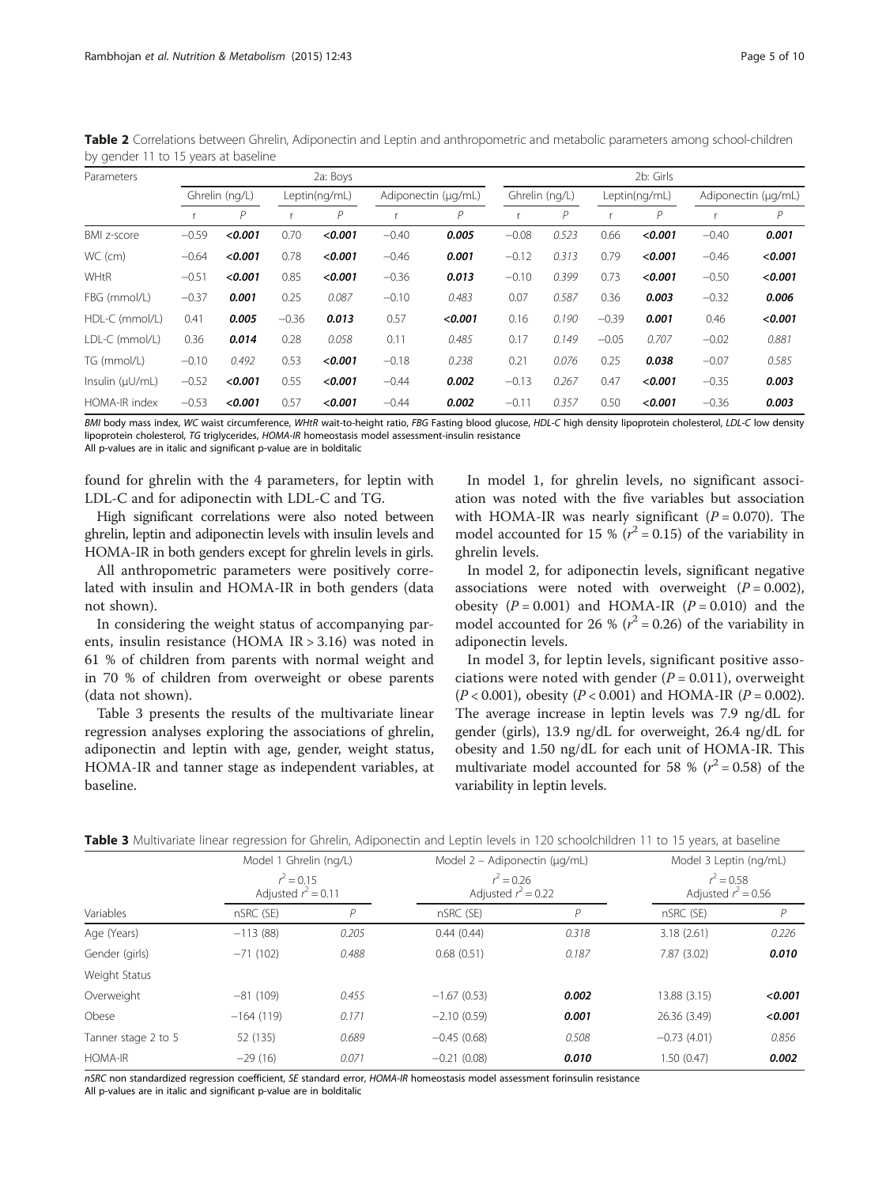**Table 2** Correlations between Ghrelin, Adiponectin and Leptin and anthropometric and metabolic parameters among school-children by gender 11 to 15 years at baseline

| Parameters | 2a: Boys | | | | | | 2b: Girls | | | | | |
|---|---|---|---|---|---|---|---|---|---|---|---|---|
| | Ghrelin (ng/L) | | Leptin(ng/mL) | | Adiponectin (μg/mL) | | Ghrelin (ng/L) | | Leptin(ng/mL) | | Adiponectin (μg/mL) | |
| | r | *P* | r | *P* | r | *P* | r | *P* | r | *P* | r | *P* |
| BMI z-score | −0.59 | ***<0.001*** | 0.70 | ***<0.001*** | −0.40 | ***0.005*** | −0.08 | *0.523* | 0.66 | ***<0.001*** | −0.40 | ***0.001*** |
| WC (cm) | −0.64 | ***<0.001*** | 0.78 | ***<0.001*** | −0.46 | ***0.001*** | −0.12 | *0.313* | 0.79 | ***<0.001*** | −0.46 | ***<0.001*** |
| WHtR | −0.51 | ***<0.001*** | 0.85 | ***<0.001*** | −0.36 | ***0.013*** | −0.10 | *0.399* | 0.73 | ***<0.001*** | −0.50 | ***<0.001*** |
| FBG (mmol/L) | −0.37 | ***0.001*** | 0.25 | *0.087* | −0.10 | *0.483* | 0.07 | *0.587* | 0.36 | ***0.003*** | −0.32 | ***0.006*** |
| HDL-C (mmol/L) | 0.41 | ***0.005*** | −0.36 | ***0.013*** | 0.57 | ***<0.001*** | 0.16 | *0.190* | −0.39 | ***0.001*** | 0.46 | ***<0.001*** |
| LDL-C (mmol/L) | 0.36 | ***0.014*** | 0.28 | *0.058* | 0.11 | *0.485* | 0.17 | *0.149* | −0.05 | *0.707* | −0.02 | *0.881* |
| TG (mmol/L) | −0.10 | *0.492* | 0.53 | ***<0.001*** | −0.18 | *0.238* | 0.21 | *0.076* | 0.25 | ***0.038*** | −0.07 | *0.585* |
| Insulin (μU/mL) | −0.52 | ***<0.001*** | 0.55 | ***<0.001*** | −0.44 | ***0.002*** | −0.13 | *0.267* | 0.47 | ***<0.001*** | −0.35 | ***0.003*** |
| HOMA-IR index | −0.53 | ***<0.001*** | 0.57 | ***<0.001*** | −0.44 | ***0.002*** | −0.11 | *0.357* | 0.50 | ***<0.001*** | −0.36 | ***0.003*** |

*BMI* body mass index, *WC* waist circumference, *WHtR* wait-to-height ratio, *FBG* Fasting blood glucose, *HDL-C* high density lipoprotein cholesterol, *LDL-C* low density lipoprotein cholesterol, *TG* triglycerides, *HOMA-IR* homeostasis model assessment-insulin resistance
All p-values are in italic and significant p-value are in bolditalic

found for ghrelin with the 4 parameters, for leptin with LDL-C and for adiponectin with LDL-C and TG.

High significant correlations were also noted between ghrelin, leptin and adiponectin levels with insulin levels and HOMA-IR in both genders except for ghrelin levels in girls.

All anthropometric parameters were positively correlated with insulin and HOMA-IR in both genders (data not shown).

In considering the weight status of accompanying parents, insulin resistance (HOMA IR > 3.16) was noted in 61 % of children from parents with normal weight and in 70 % of children from overweight or obese parents (data not shown).

Table 3 presents the results of the multivariate linear regression analyses exploring the associations of ghrelin, adiponectin and leptin with age, gender, weight status, HOMA-IR and tanner stage as independent variables, at baseline.

In model 1, for ghrelin levels, no significant association was noted with the five variables but association with HOMA-IR was nearly significant ($P = 0.070$). The model accounted for 15 % ($r^2 = 0.15$) of the variability in ghrelin levels.

In model 2, for adiponectin levels, significant negative associations were noted with overweight ($P = 0.002$), obesity ($P = 0.001$) and HOMA-IR ($P = 0.010$) and the model accounted for 26 % ($r^2 = 0.26$) of the variability in adiponectin levels.

In model 3, for leptin levels, significant positive associations were noted with gender ($P = 0.011$), overweight ($P < 0.001$), obesity ($P < 0.001$) and HOMA-IR ($P = 0.002$). The average increase in leptin levels was 7.9 ng/dL for gender (girls), 13.9 ng/dL for overweight, 26.4 ng/dL for obesity and 1.50 ng/dL for each unit of HOMA-IR. This multivariate model accounted for 58 % ($r^2 = 0.58$) of the variability in leptin levels.

**Table 3** Multivariate linear regression for Ghrelin, Adiponectin and Leptin levels in 120 schoolchildren 11 to 15 years, at baseline

| | Model 1 Ghrelin (ng/L) | | Model 2 – Adiponectin (μg/mL) | | Model 3 Leptin (ng/mL) | |
|---|---|---|---|---|---|---|
| | $r^2 = 0.15$ Adjusted $r^2 = 0.11$ | | $r^2 = 0.26$ Adjusted $r^2 = 0.22$ | | $r^2 = 0.58$ Adjusted $r^2 = 0.56$ | |
| Variables | nSRC (SE) | *P* | nSRC (SE) | *P* | nSRC (SE) | *P* |
| Age (Years) | −113 (88) | *0.205* | 0.44 (0.44) | *0.318* | 3.18 (2.61) | *0.226* |
| Gender (girls) | −71 (102) | *0.488* | 0.68 (0.51) | *0.187* | 7.87 (3.02) | ***0.010*** |
| Weight Status | | | | | | |
| Overweight | −81 (109) | *0.455* | −1.67 (0.53) | ***0.002*** | 13.88 (3.15) | ***<0.001*** |
| Obese | −164 (119) | *0.171* | −2.10 (0.59) | ***0.001*** | 26.36 (3.49) | ***<0.001*** |
| Tanner stage 2 to 5 | 52 (135) | *0.689* | −0.45 (0.68) | *0.508* | −0.73 (4.01) | *0.856* |
| HOMA-IR | −29 (16) | *0.071* | −0.21 (0.08) | ***0.010*** | 1.50 (0.47) | ***0.002*** |

*nSRC* non standardized regression coefficient, *SE* standard error, *HOMA-IR* homeostasis model assessment forinsulin resistance
All p-values are in italic and significant p-value are in bolditalic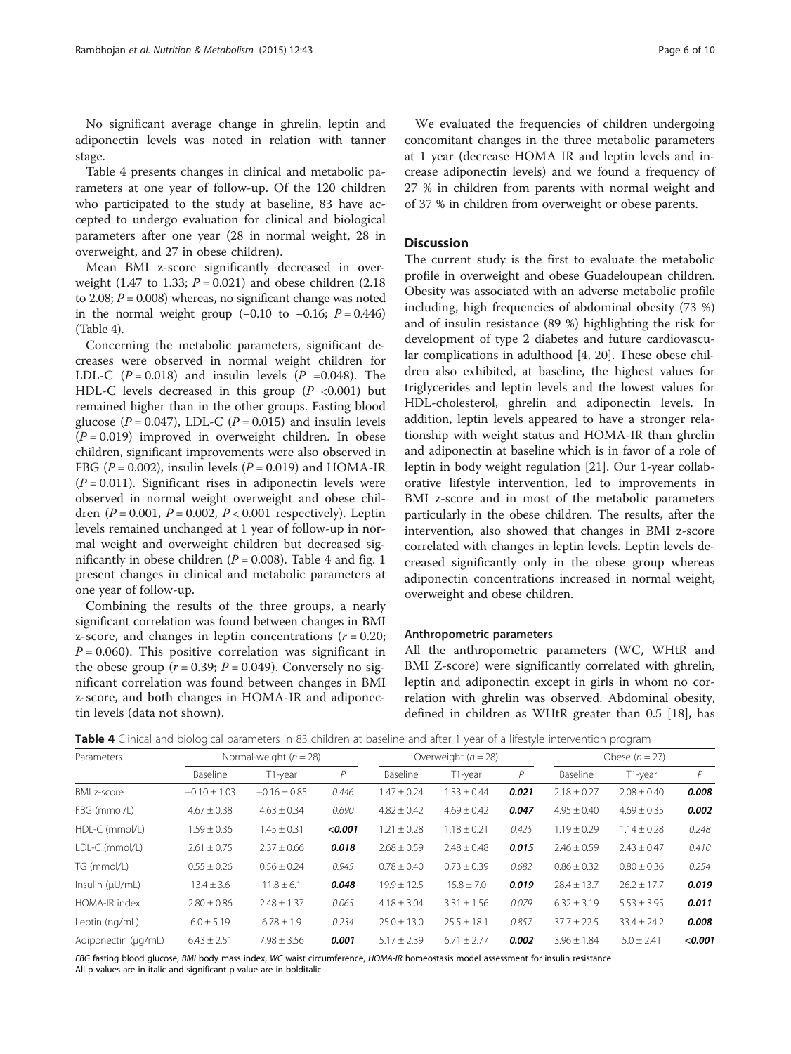No significant average change in ghrelin, leptin and adiponectin levels was noted in relation with tanner stage.

Table 4 presents changes in clinical and metabolic parameters at one year of follow-up. Of the 120 children who participated to the study at baseline, 83 have accepted to undergo evaluation for clinical and biological parameters after one year (28 in normal weight, 28 in overweight, and 27 in obese children).

Mean BMI z-score significantly decreased in overweight (1.47 to 1.33; $P = 0.021$) and obese children (2.18 to 2.08; $P = 0.008$) whereas, no significant change was noted in the normal weight group (−0.10 to −0.16; $P = 0.446$) (Table 4).

Concerning the metabolic parameters, significant decreases were observed in normal weight children for LDL-C ($P = 0.018$) and insulin levels ($P = 0.048$). The HDL-C levels decreased in this group ($P < 0.001$) but remained higher than in the other groups. Fasting blood glucose ($P = 0.047$), LDL-C ($P = 0.015$) and insulin levels ($P = 0.019$) improved in overweight children. In obese children, significant improvements were also observed in FBG ($P = 0.002$), insulin levels ($P = 0.019$) and HOMA-IR ($P = 0.011$). Significant rises in adiponectin levels were observed in normal weight overweight and obese children ($P = 0.001$, $P = 0.002$, $P < 0.001$ respectively). Leptin levels remained unchanged at 1 year of follow-up in normal weight and overweight children but decreased significantly in obese children ($P = 0.008$). Table 4 and fig. 1 present changes in clinical and metabolic parameters at one year of follow-up.

Combining the results of the three groups, a nearly significant correlation was found between changes in BMI z-score, and changes in leptin concentrations ($r = 0.20$; $P = 0.060$). This positive correlation was significant in the obese group ($r = 0.39$; $P = 0.049$). Conversely no significant correlation was found between changes in BMI z-score, and both changes in HOMA-IR and adiponectin levels (data not shown).

We evaluated the frequencies of children undergoing concomitant changes in the three metabolic parameters at 1 year (decrease HOMA IR and leptin levels and increase adiponectin levels) and we found a frequency of 27 % in children from parents with normal weight and of 37 % in children from overweight or obese parents.

## Discussion

The current study is the first to evaluate the metabolic profile in overweight and obese Guadeloupean children. Obesity was associated with an adverse metabolic profile including, high frequencies of abdominal obesity (73 %) and of insulin resistance (89 %) highlighting the risk for development of type 2 diabetes and future cardiovascular complications in adulthood [4, 20]. These obese children also exhibited, at baseline, the highest values for triglycerides and leptin levels and the lowest values for HDL-cholesterol, ghrelin and adiponectin levels. In addition, leptin levels appeared to have a stronger relationship with weight status and HOMA-IR than ghrelin and adiponectin at baseline which is in favor of a role of leptin in body weight regulation [21]. Our 1-year collaborative lifestyle intervention, led to improvements in BMI z-score and in most of the metabolic parameters particularly in the obese children. The results, after the intervention, also showed that changes in BMI z-score correlated with changes in leptin levels. Leptin levels decreased significantly only in the obese group whereas adiponectin concentrations increased in normal weight, overweight and obese children.

### Anthropometric parameters

All the anthropometric parameters (WC, WHtR and BMI Z-score) were significantly correlated with ghrelin, leptin and adiponectin except in girls in whom no correlation with ghrelin was observed. Abdominal obesity, defined in children as WHtR greater than 0.5 [18], has

**Table 4** Clinical and biological parameters in 83 children at baseline and after 1 year of a lifestyle intervention program

| Parameters | Normal-weight (n = 28) | | | Overweight (n = 28) | | | Obese (n = 27) | | |
|---|---|---|---|---|---|---|---|---|---|
| | Baseline | T1-year | P | Baseline | T1-year | P | Baseline | T1-year | P |
| BMI z-score | −0.10 ± 1.03 | −0.16 ± 0.85 | *0.446* | 1.47 ± 0.24 | 1.33 ± 0.44 | ***0.021*** | 2.18 ± 0.27 | 2.08 ± 0.40 | ***0.008*** |
| FBG (mmol/L) | 4.67 ± 0.38 | 4.63 ± 0.34 | *0.690* | 4.82 ± 0.42 | 4.69 ± 0.42 | ***0.047*** | 4.95 ± 0.40 | 4.69 ± 0.35 | ***0.002*** |
| HDL-C (mmol/L) | 1.59 ± 0.36 | 1.45 ± 0.31 | ***<0.001*** | 1.21 ± 0.28 | 1.18 ± 0.21 | *0.425* | 1.19 ± 0.29 | 1.14 ± 0.28 | *0.248* |
| LDL-C (mmol/L) | 2.61 ± 0.75 | 2.37 ± 0.66 | ***0.018*** | 2.68 ± 0.59 | 2.48 ± 0.48 | ***0.015*** | 2.46 ± 0.59 | 2.43 ± 0.47 | *0.410* |
| TG (mmol/L) | 0.55 ± 0.26 | 0.56 ± 0.24 | *0.945* | 0.78 ± 0.40 | 0.73 ± 0.39 | *0.682* | 0.86 ± 0.32 | 0.80 ± 0.36 | *0.254* |
| Insulin (μU/mL) | 13.4 ± 3.6 | 11.8 ± 6.1 | ***0.048*** | 19.9 ± 12.5 | 15.8 ± 7.0 | ***0.019*** | 28.4 ± 13.7 | 26.2 ± 17.7 | ***0.019*** |
| HOMA-IR index | 2.80 ± 0.86 | 2.48 ± 1.37 | *0.065* | 4.18 ± 3.04 | 3.31 ± 1.56 | *0.079* | 6.32 ± 3.19 | 5.53 ± 3.95 | ***0.011*** |
| Leptin (ng/mL) | 6.0 ± 5.19 | 6.78 ± 1.9 | *0.234* | 25.0 ± 13.0 | 25.5 ± 18.1 | *0.857* | 37.7 ± 22.5 | 33.4 ± 24.2 | ***0.008*** |
| Adiponectin (μg/mL) | 6.43 ± 2.51 | 7.98 ± 3.56 | ***0.001*** | 5.17 ± 2.39 | 6.71 ± 2.77 | ***0.002*** | 3.96 ± 1.84 | 5.0 ± 2.41 | ***<0.001*** |

*FBG* fasting blood glucose, *BMI* body mass index, *WC* waist circumference, *HOMA-IR* homeostasis model assessment for insulin resistance
All p-values are in italic and significant p-value are in bolditalic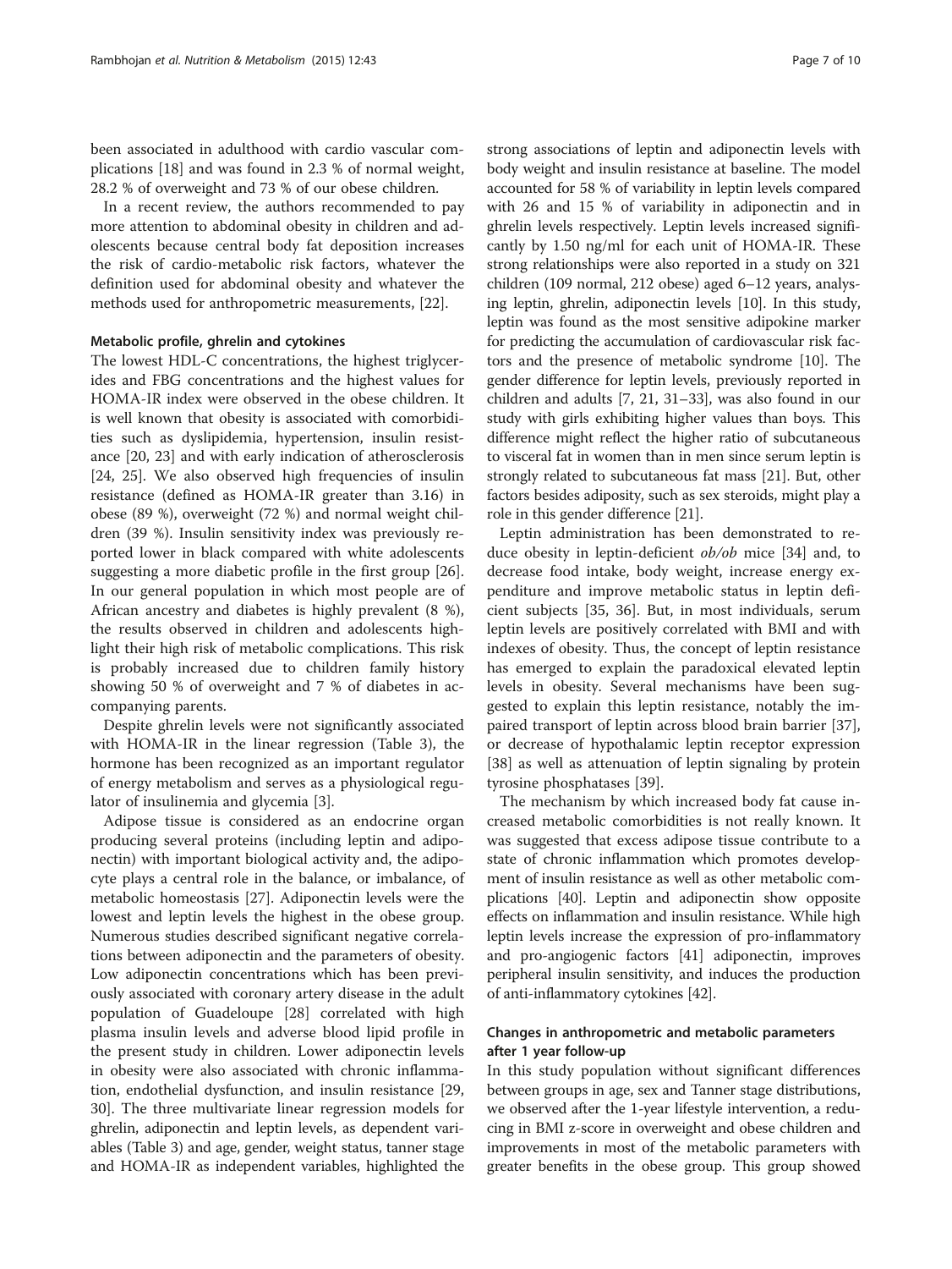been associated in adulthood with cardio vascular complications [18] and was found in 2.3 % of normal weight, 28.2 % of overweight and 73 % of our obese children.

In a recent review, the authors recommended to pay more attention to abdominal obesity in children and adolescents because central body fat deposition increases the risk of cardio-metabolic risk factors, whatever the definition used for abdominal obesity and whatever the methods used for anthropometric measurements, [22].

#### Metabolic profile, ghrelin and cytokines

The lowest HDL-C concentrations, the highest triglycerides and FBG concentrations and the highest values for HOMA-IR index were observed in the obese children. It is well known that obesity is associated with comorbidities such as dyslipidemia, hypertension, insulin resistance [20, 23] and with early indication of atherosclerosis [24, 25]. We also observed high frequencies of insulin resistance (defined as HOMA-IR greater than 3.16) in obese (89 %), overweight (72 %) and normal weight children (39 %). Insulin sensitivity index was previously reported lower in black compared with white adolescents suggesting a more diabetic profile in the first group [26]. In our general population in which most people are of African ancestry and diabetes is highly prevalent (8 %), the results observed in children and adolescents highlight their high risk of metabolic complications. This risk is probably increased due to children family history showing 50 % of overweight and 7 % of diabetes in accompanying parents.

Despite ghrelin levels were not significantly associated with HOMA-IR in the linear regression (Table 3), the hormone has been recognized as an important regulator of energy metabolism and serves as a physiological regulator of insulinemia and glycemia [3].

Adipose tissue is considered as an endocrine organ producing several proteins (including leptin and adiponectin) with important biological activity and, the adipocyte plays a central role in the balance, or imbalance, of metabolic homeostasis [27]. Adiponectin levels were the lowest and leptin levels the highest in the obese group. Numerous studies described significant negative correlations between adiponectin and the parameters of obesity. Low adiponectin concentrations which has been previously associated with coronary artery disease in the adult population of Guadeloupe [28] correlated with high plasma insulin levels and adverse blood lipid profile in the present study in children. Lower adiponectin levels in obesity were also associated with chronic inflammation, endothelial dysfunction, and insulin resistance [29, 30]. The three multivariate linear regression models for ghrelin, adiponectin and leptin levels, as dependent variables (Table 3) and age, gender, weight status, tanner stage and HOMA-IR as independent variables, highlighted the strong associations of leptin and adiponectin levels with body weight and insulin resistance at baseline. The model accounted for 58 % of variability in leptin levels compared with 26 and 15 % of variability in adiponectin and in ghrelin levels respectively. Leptin levels increased significantly by 1.50 ng/ml for each unit of HOMA-IR. These strong relationships were also reported in a study on 321 children (109 normal, 212 obese) aged 6–12 years, analysing leptin, ghrelin, adiponectin levels [10]. In this study, leptin was found as the most sensitive adipokine marker for predicting the accumulation of cardiovascular risk factors and the presence of metabolic syndrome [10]. The gender difference for leptin levels, previously reported in children and adults [7, 21, 31–33], was also found in our study with girls exhibiting higher values than boys. This difference might reflect the higher ratio of subcutaneous to visceral fat in women than in men since serum leptin is strongly related to subcutaneous fat mass [21]. But, other factors besides adiposity, such as sex steroids, might play a role in this gender difference [21].

Leptin administration has been demonstrated to reduce obesity in leptin-deficient *ob/ob* mice [34] and, to decrease food intake, body weight, increase energy expenditure and improve metabolic status in leptin deficient subjects [35, 36]. But, in most individuals, serum leptin levels are positively correlated with BMI and with indexes of obesity. Thus, the concept of leptin resistance has emerged to explain the paradoxical elevated leptin levels in obesity. Several mechanisms have been suggested to explain this leptin resistance, notably the impaired transport of leptin across blood brain barrier [37], or decrease of hypothalamic leptin receptor expression [38] as well as attenuation of leptin signaling by protein tyrosine phosphatases [39].

The mechanism by which increased body fat cause increased metabolic comorbidities is not really known. It was suggested that excess adipose tissue contribute to a state of chronic inflammation which promotes development of insulin resistance as well as other metabolic complications [40]. Leptin and adiponectin show opposite effects on inflammation and insulin resistance. While high leptin levels increase the expression of pro-inflammatory and pro-angiogenic factors [41] adiponectin, improves peripheral insulin sensitivity, and induces the production of anti-inflammatory cytokines [42].

### Changes in anthropometric and metabolic parameters after 1 year follow-up

In this study population without significant differences between groups in age, sex and Tanner stage distributions, we observed after the 1-year lifestyle intervention, a reducing in BMI z-score in overweight and obese children and improvements in most of the metabolic parameters with greater benefits in the obese group. This group showed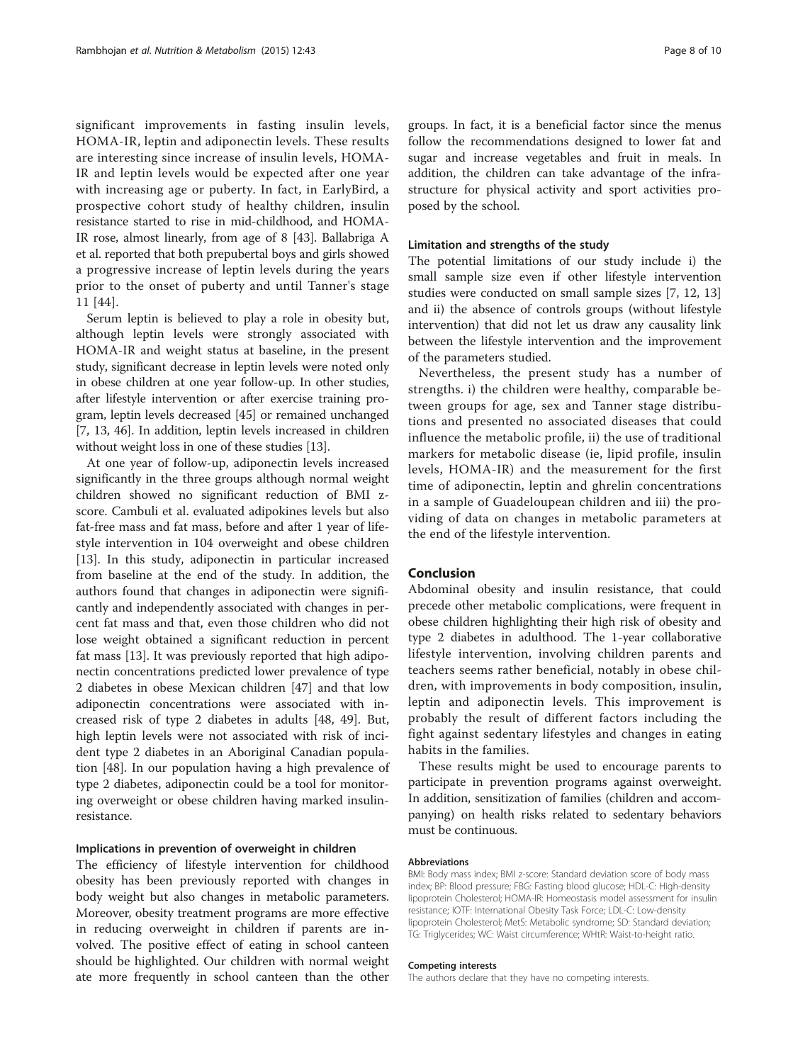significant improvements in fasting insulin levels, HOMA-IR, leptin and adiponectin levels. These results are interesting since increase of insulin levels, HOMA-IR and leptin levels would be expected after one year with increasing age or puberty. In fact, in EarlyBird, a prospective cohort study of healthy children, insulin resistance started to rise in mid-childhood, and HOMA-IR rose, almost linearly, from age of 8 [43]. Ballabriga A et al. reported that both prepubertal boys and girls showed a progressive increase of leptin levels during the years prior to the onset of puberty and until Tanner's stage 11 [44].

Serum leptin is believed to play a role in obesity but, although leptin levels were strongly associated with HOMA-IR and weight status at baseline, in the present study, significant decrease in leptin levels were noted only in obese children at one year follow-up. In other studies, after lifestyle intervention or after exercise training program, leptin levels decreased [45] or remained unchanged [7, 13, 46]. In addition, leptin levels increased in children without weight loss in one of these studies [13].

At one year of follow-up, adiponectin levels increased significantly in the three groups although normal weight children showed no significant reduction of BMI z-score. Cambuli et al. evaluated adipokines levels but also fat-free mass and fat mass, before and after 1 year of lifestyle intervention in 104 overweight and obese children [13]. In this study, adiponectin in particular increased from baseline at the end of the study. In addition, the authors found that changes in adiponectin were significantly and independently associated with changes in percent fat mass and that, even those children who did not lose weight obtained a significant reduction in percent fat mass [13]. It was previously reported that high adiponectin concentrations predicted lower prevalence of type 2 diabetes in obese Mexican children [47] and that low adiponectin concentrations were associated with increased risk of type 2 diabetes in adults [48, 49]. But, high leptin levels were not associated with risk of incident type 2 diabetes in an Aboriginal Canadian population [48]. In our population having a high prevalence of type 2 diabetes, adiponectin could be a tool for monitoring overweight or obese children having marked insulin-resistance.

### Implications in prevention of overweight in children

The efficiency of lifestyle intervention for childhood obesity has been previously reported with changes in body weight but also changes in metabolic parameters. Moreover, obesity treatment programs are more effective in reducing overweight in children if parents are involved. The positive effect of eating in school canteen should be highlighted. Our children with normal weight ate more frequently in school canteen than the other groups. In fact, it is a beneficial factor since the menus follow the recommendations designed to lower fat and sugar and increase vegetables and fruit in meals. In addition, the children can take advantage of the infrastructure for physical activity and sport activities proposed by the school.

### Limitation and strengths of the study

The potential limitations of our study include i) the small sample size even if other lifestyle intervention studies were conducted on small sample sizes [7, 12, 13] and ii) the absence of controls groups (without lifestyle intervention) that did not let us draw any causality link between the lifestyle intervention and the improvement of the parameters studied.

Nevertheless, the present study has a number of strengths. i) the children were healthy, comparable between groups for age, sex and Tanner stage distributions and presented no associated diseases that could influence the metabolic profile, ii) the use of traditional markers for metabolic disease (ie, lipid profile, insulin levels, HOMA-IR) and the measurement for the first time of adiponectin, leptin and ghrelin concentrations in a sample of Guadeloupean children and iii) the providing of data on changes in metabolic parameters at the end of the lifestyle intervention.

## Conclusion

Abdominal obesity and insulin resistance, that could precede other metabolic complications, were frequent in obese children highlighting their high risk of obesity and type 2 diabetes in adulthood. The 1-year collaborative lifestyle intervention, involving children parents and teachers seems rather beneficial, notably in obese children, with improvements in body composition, insulin, leptin and adiponectin levels. This improvement is probably the result of different factors including the fight against sedentary lifestyles and changes in eating habits in the families.

These results might be used to encourage parents to participate in prevention programs against overweight. In addition, sensitization of families (children and accompanying) on health risks related to sedentary behaviors must be continuous.

#### Abbreviations

BMI: Body mass index; BMI z-score: Standard deviation score of body mass index; BP: Blood pressure; FBG: Fasting blood glucose; HDL-C: High-density lipoprotein Cholesterol; HOMA-IR: Homeostasis model assessment for insulin resistance; IOTF: International Obesity Task Force; LDL-C: Low-density lipoprotein Cholesterol; MetS: Metabolic syndrome; SD: Standard deviation; TG: Triglycerides; WC: Waist circumference; WHtR: Waist-to-height ratio.

#### Competing interests

The authors declare that they have no competing interests.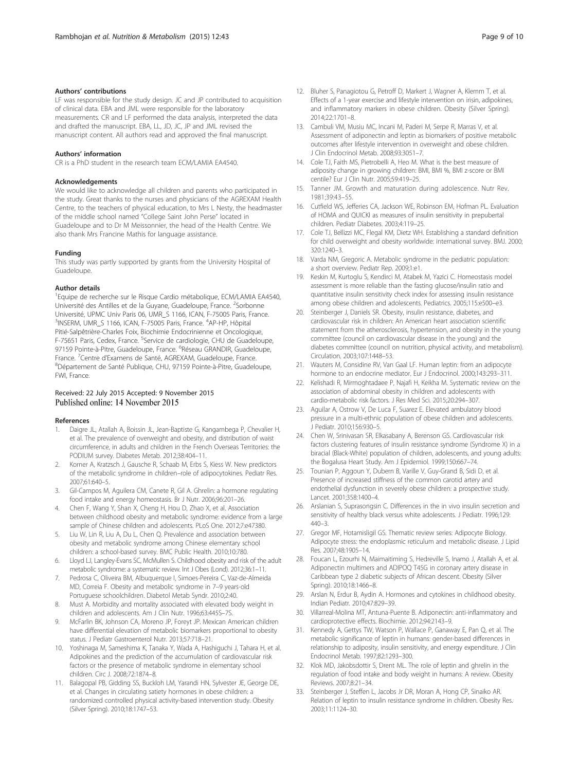### Authors' contributions

LF was responsible for the study design. JC and JP contributed to acquisition of clinical data. EBA and JML were responsible for the laboratory measurements. CR and LF performed the data analysis, interpreted the data and drafted the manuscript. EBA, LL, JD, JC, JP and JML revised the manuscript content. All authors read and approved the final manuscript.

### Authors' information

CR is a PhD student in the research team ECM/LAMIA EA4540.

### Acknowledgements

We would like to acknowledge all children and parents who participated in the study. Great thanks to the nurses and physicians of the AGREXAM Health Centre, to the teachers of physical education, to Mrs L Nesty, the headmaster of the middle school named "College Saint John Perse" located in Guadeloupe and to Dr M Meissonnier, the head of the Health Centre. We also thank Mrs Francine Mathis for language assistance.

### Funding

This study was partly supported by grants from the University Hospital of Guadeloupe.

### Author details

[1]Equipe de recherche sur le Risque Cardio métabolique, ECM/LAMIA EA4540, Université des Antilles et de la Guyane, Guadeloupe, France. [2]Sorbonne Université, UPMC Univ Paris 06, UMR_S 1166, ICAN, F-75005 Paris, France. [3]INSERM, UMR_S 1166, ICAN, F-75005 Paris, France. [4]AP-HP, Hôpital Pitié-Salpêtrière-Charles Foix, Biochimie Endocrinienne et Oncologique, F-75651 Paris, Cedex, France. [5]Service de cardiologie, CHU de Guadeloupe, 97159 Pointe-à-Pitre, Guadeloupe, France. [6]Réseau GRANDIR, Guadeloupe, France. [7]Centre d'Examens de Santé, AGREXAM, Guadeloupe, France. [8]Département de Santé Publique, CHU, 97159 Pointe-à-Pitre, Guadeloupe, FWI, France.

Received: 22 July 2015 Accepted: 9 November 2015
Published online: 14 November 2015

### References

1. Daigre JL, Atallah A, Boissin JL, Jean-Baptiste G, Kangambega P, Chevalier H, et al. The prevalence of overweight and obesity, and distribution of waist circumference, in adults and children in the French Overseas Territories: the PODIUM survey. Diabetes Metab. 2012;38:404–11.
2. Korner A, Kratzsch J, Gausche R, Schaab M, Erbs S, Kiess W. New predictors of the metabolic syndrome in children–role of adipocytokines. Pediatr Res. 2007;61:640–5.
3. Gil-Campos M, Aguilera CM, Canete R, Gil A. Ghrelin: a hormone regulating food intake and energy homeostasis. Br J Nutr. 2006;96:201–26.
4. Chen F, Wang Y, Shan X, Cheng H, Hou D, Zhao X, et al. Association between childhood obesity and metabolic syndrome: evidence from a large sample of Chinese children and adolescents. PLoS One. 2012;7:e47380.
5. Liu W, Lin R, Liu A, Du L, Chen Q. Prevalence and association between obesity and metabolic syndrome among Chinese elementary school children: a school-based survey. BMC Public Health. 2010;10:780.
6. Lloyd LJ, Langley-Evans SC, McMullen S. Childhood obesity and risk of the adult metabolic syndrome: a systematic review. Int J Obes (Lond). 2012;36:1–11.
7. Pedrosa C, Oliveira BM, Albuquerque I, Simoes-Pereira C, Vaz-de-Almeida MD, Correia F. Obesity and metabolic syndrome in 7–9 years-old Portuguese schoolchildren. Diabetol Metab Syndr. 2010;2:40.
8. Must A. Morbidity and mortality associated with elevated body weight in children and adolescents. Am J Clin Nutr. 1996;63:445S–7S.
9. McFarlin BK, Johnson CA, Moreno JP, Foreyt JP. Mexican American children have differential elevation of metabolic biomarkers proportional to obesity status. J Pediatr Gastroenterol Nutr. 2013;57:718–21.
10. Yoshinaga M, Sameshima K, Tanaka Y, Wada A, Hashiguchi J, Tahara H, et al. Adipokines and the prediction of the accumulation of cardiovascular risk factors or the presence of metabolic syndrome in elementary school children. Circ J. 2008;72:1874–8.
11. Balagopal PB, Gidding SS, Buckloh LM, Yarandi HN, Sylvester JE, George DE, et al. Changes in circulating satiety hormones in obese children: a randomized controlled physical activity-based intervention study. Obesity (Silver Spring). 2010;18:1747–53.
12. Bluher S, Panagiotou G, Petroff D, Markert J, Wagner A, Klemm T, et al. Effects of a 1-year exercise and lifestyle intervention on irisin, adipokines, and inflammatory markers in obese children. Obesity (Silver Spring). 2014;22:1701–8.
13. Cambuli VM, Musiu MC, Incani M, Paderi M, Serpe R, Marras V, et al. Assessment of adiponectin and leptin as biomarkers of positive metabolic outcomes after lifestyle intervention in overweight and obese children. J Clin Endocrinol Metab. 2008;93:3051–7.
14. Cole TJ, Faith MS, Pietrobelli A, Heo M. What is the best measure of adiposity change in growing children: BMI, BMI %, BMI z-score or BMI centile? Eur J Clin Nutr. 2005;59:419–25.
15. Tanner JM. Growth and maturation during adolescence. Nutr Rev. 1981;39:43–55.
16. Cutfield WS, Jefferies CA, Jackson WE, Robinson EM, Hofman PL. Evaluation of HOMA and QUICKI as measures of insulin sensitivity in prepubertal children. Pediatr Diabetes. 2003;4:119–25.
17. Cole TJ, Bellizzi MC, Flegal KM, Dietz WH. Establishing a standard definition for child overweight and obesity worldwide: international survey. BMJ. 2000; 320:1240–3.
18. Varda NM, Gregoric A. Metabolic syndrome in the pediatric population: a short overview. Pediatr Rep. 2009;1:e1.
19. Keskin M, Kurtoglu S, Kendirci M, Atabek M, Yazici C. Homeostasis model assessment is more reliable than the fasting glucose/insulin ratio and quantitative insulin sensitivity check index for assessing insulin resistance among obese children and adolescents. Pediatrics. 2005;115:e500–e3.
20. Steinberger J, Daniels SR. Obesity, insulin resistance, diabetes, and cardiovascular risk in children: An American heart association scientific statement from the atherosclerosis, hypertension, and obesity in the young committee (council on cardiovascular disease in the young) and the diabetes committee (council on nutrition, physical activity, and metabolism). Circulation. 2003;107:1448–53.
21. Wauters M, Considine RV, Van Gaal LF. Human leptin: from an adipocyte hormone to an endocrine mediator. Eur J Endocrinol. 2000;143:293–311.
22. Kelishadi R, Mirmoghtadaee P, Najafi H, Keikha M. Systematic review on the association of abdominal obesity in children and adolescents with cardio-metabolic risk factors. J Res Med Sci. 2015;20:294–307.
23. Aguilar A, Ostrow V, De Luca F, Suarez E. Elevated ambulatory blood pressure in a multi-ethnic population of obese children and adolescents. J Pediatr. 2010;156:930–5.
24. Chen W, Srinivasan SR, Elkasabany A, Berenson GS. Cardiovascular risk factors clustering features of insulin resistance syndrome (Syndrome X) in a biracial (Black-White) population of children, adolescents, and young adults: the Bogalusa Heart Study. Am J Epidemiol. 1999;150:667–74.
25. Tounian P, Aggoun Y, Dubern B, Varille V, Guy-Grand B, Sidi D, et al. Presence of increased stiffness of the common carotid artery and endothelial dysfunction in severely obese children: a prospective study. Lancet. 2001;358:1400–4.
26. Arslanian S, Suprasongsin C. Differences in the in vivo insulin secretion and sensitivity of healthy black versus white adolescents. J Pediatr. 1996;129: 440–3.
27. Gregor MF, Hotamisligil GS. Thematic review series: Adipocyte Biology. Adipocyte stress: the endoplasmic reticulum and metabolic disease. J Lipid Res. 2007;48:1905–14.
28. Foucan L, Ezourhi N, Maimaitiming S, Hedreville S, Inamo J, Atallah A, et al. Adiponectin multimers and ADIPOQ T45G in coronary artery disease in Caribbean type 2 diabetic subjects of African descent. Obesity (Silver Spring). 2010;18:1466–8.
29. Arslan N, Erdur B, Aydin A. Hormones and cytokines in childhood obesity. Indian Pediatr. 2010;47:829–39.
30. Villarreal-Molina MT, Antuna-Puente B. Adiponectin: anti-inflammatory and cardioprotective effects. Biochimie. 2012;94:2143–9.
31. Kennedy A, Gettys TW, Watson P, Wallace P, Ganaway E, Pan Q, et al. The metabolic significance of leptin in humans: gender-based differences in relationship to adiposity, insulin sensitivity, and energy expenditure. J Clin Endocrinol Metab. 1997;82:1293–300.
32. Klok MD, Jakobsdottir S, Drent ML. The role of leptin and ghrelin in the regulation of food intake and body weight in humans: A review. Obesity Reviews. 2007;8:21–34.
33. Steinberger J, Steffen L, Jacobs Jr DR, Moran A, Hong CP, Sinaiko AR. Relation of leptin to insulin resistance syndrome in children. Obesity Res. 2003;11:1124–30.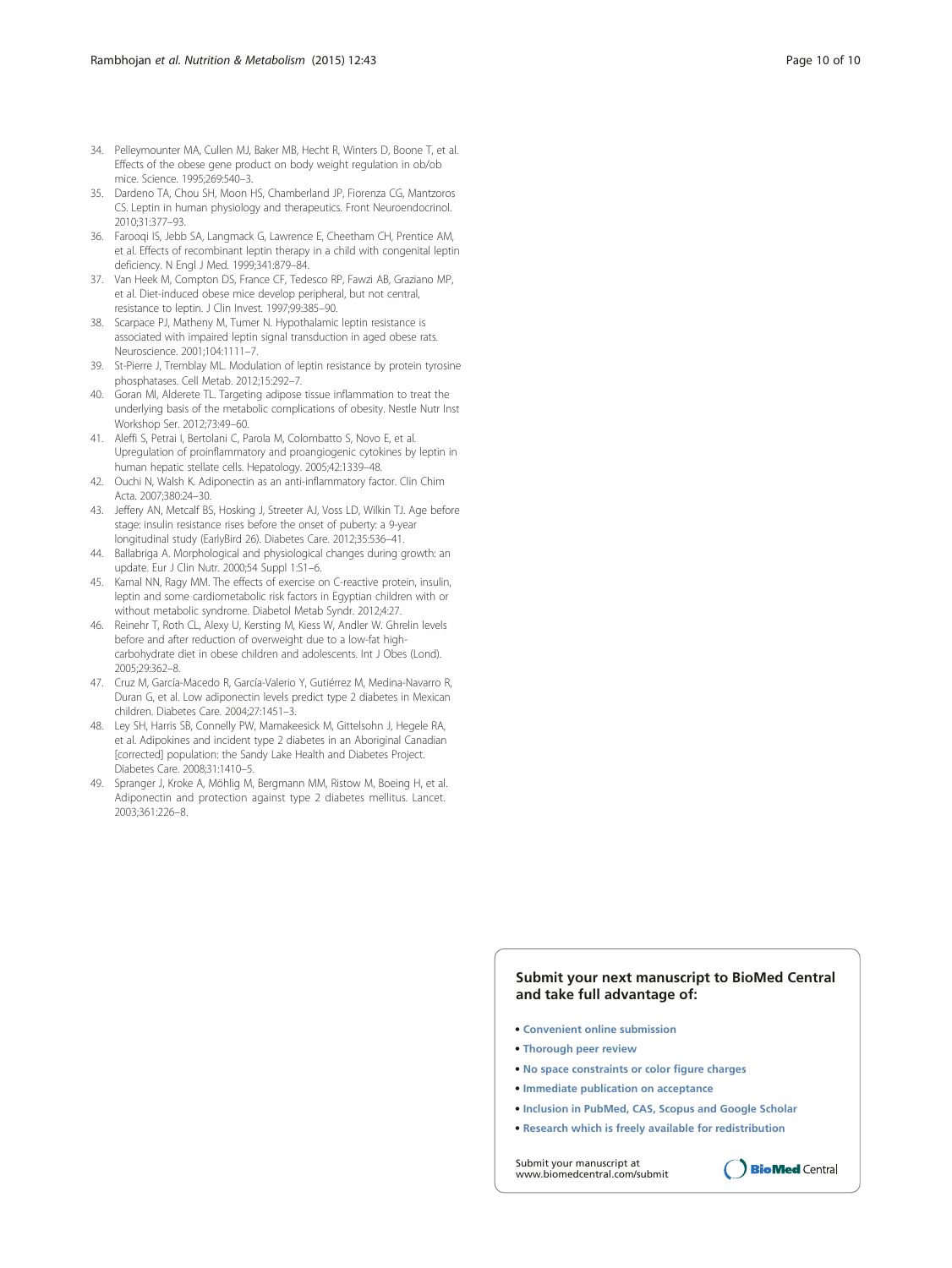34. Pelleymounter MA, Cullen MJ, Baker MB, Hecht R, Winters D, Boone T, et al. Effects of the obese gene product on body weight regulation in ob/ob mice. Science. 1995;269:540–3.
35. Dardeno TA, Chou SH, Moon HS, Chamberland JP, Fiorenza CG, Mantzoros CS. Leptin in human physiology and therapeutics. Front Neuroendocrinol. 2010;31:377–93.
36. Farooqi IS, Jebb SA, Langmack G, Lawrence E, Cheetham CH, Prentice AM, et al. Effects of recombinant leptin therapy in a child with congenital leptin deficiency. N Engl J Med. 1999;341:879–84.
37. Van Heek M, Compton DS, France CF, Tedesco RP, Fawzi AB, Graziano MP, et al. Diet-induced obese mice develop peripheral, but not central, resistance to leptin. J Clin Invest. 1997;99:385–90.
38. Scarpace PJ, Matheny M, Tumer N. Hypothalamic leptin resistance is associated with impaired leptin signal transduction in aged obese rats. Neuroscience. 2001;104:1111–7.
39. St-Pierre J, Tremblay ML. Modulation of leptin resistance by protein tyrosine phosphatases. Cell Metab. 2012;15:292–7.
40. Goran MI, Alderete TL. Targeting adipose tissue inflammation to treat the underlying basis of the metabolic complications of obesity. Nestle Nutr Inst Workshop Ser. 2012;73:49–60.
41. Aleffi S, Petrai I, Bertolani C, Parola M, Colombatto S, Novo E, et al. Upregulation of proinflammatory and proangiogenic cytokines by leptin in human hepatic stellate cells. Hepatology. 2005;42:1339–48.
42. Ouchi N, Walsh K. Adiponectin as an anti-inflammatory factor. Clin Chim Acta. 2007;380:24–30.
43. Jeffery AN, Metcalf BS, Hosking J, Streeter AJ, Voss LD, Wilkin TJ. Age before stage: insulin resistance rises before the onset of puberty: a 9-year longitudinal study (EarlyBird 26). Diabetes Care. 2012;35:536–41.
44. Ballabriga A. Morphological and physiological changes during growth: an update. Eur J Clin Nutr. 2000;54 Suppl 1:S1–6.
45. Kamal NN, Ragy MM. The effects of exercise on C-reactive protein, insulin, leptin and some cardiometabolic risk factors in Egyptian children with or without metabolic syndrome. Diabetol Metab Syndr. 2012;4:27.
46. Reinehr T, Roth CL, Alexy U, Kersting M, Kiess W, Andler W. Ghrelin levels before and after reduction of overweight due to a low-fat high-carbohydrate diet in obese children and adolescents. Int J Obes (Lond). 2005;29:362–8.
47. Cruz M, García-Macedo R, García-Valerio Y, Gutiérrez M, Medina-Navarro R, Duran G, et al. Low adiponectin levels predict type 2 diabetes in Mexican children. Diabetes Care. 2004;27:1451–3.
48. Ley SH, Harris SB, Connelly PW, Mamakeesick M, Gittelsohn J, Hegele RA, et al. Adipokines and incident type 2 diabetes in an Aboriginal Canadian [corrected] population: the Sandy Lake Health and Diabetes Project. Diabetes Care. 2008;31:1410–5.
49. Spranger J, Kroke A, Möhlig M, Bergmann MM, Ristow M, Boeing H, et al. Adiponectin and protection against type 2 diabetes mellitus. Lancet. 2003;361:226–8.

**Submit your next manuscript to BioMed Central and take full advantage of:**

- **Convenient online submission**
- **Thorough peer review**
- **No space constraints or color figure charges**
- **Immediate publication on acceptance**
- **Inclusion in PubMed, CAS, Scopus and Google Scholar**
- **Research which is freely available for redistribution**

Submit your manuscript at
www.biomedcentral.com/submit

BioMed Central